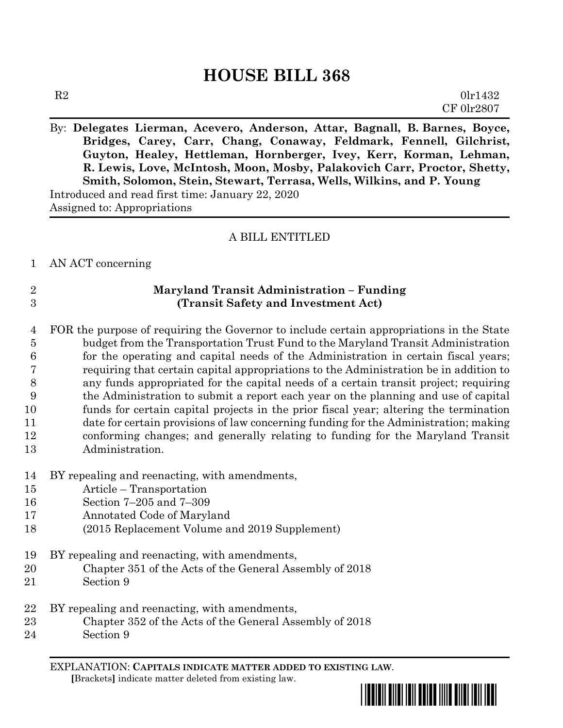# HOUSE BILL 368

R2 0lr1432
CF 0lr2807

By: **Delegates Lierman, Acevero, Anderson, Attar, Bagnall, B. Barnes, Boyce, Bridges, Carey, Carr, Chang, Conaway, Feldmark, Fennell, Gilchrist, Guyton, Healey, Hettleman, Hornberger, Ivey, Kerr, Korman, Lehman, R. Lewis, Love, McIntosh, Moon, Mosby, Palakovich Carr, Proctor, Shetty, Smith, Solomon, Stein, Stewart, Terrasa, Wells, Wilkins, and P. Young**

Introduced and read first time: January 22, 2020
Assigned to: Appropriations

A BILL ENTITLED

1 AN ACT concerning

2 **Maryland Transit Administration – Funding**
3 **(Transit Safety and Investment Act)**

4 FOR the purpose of requiring the Governor to include certain appropriations in the State
5 budget from the Transportation Trust Fund to the Maryland Transit Administration
6 for the operating and capital needs of the Administration in certain fiscal years;
7 requiring that certain capital appropriations to the Administration be in addition to
8 any funds appropriated for the capital needs of a certain transit project; requiring
9 the Administration to submit a report each year on the planning and use of capital
10 funds for certain capital projects in the prior fiscal year; altering the termination
11 date for certain provisions of law concerning funding for the Administration; making
12 conforming changes; and generally relating to funding for the Maryland Transit
13 Administration.

14 BY repealing and reenacting, with amendments,
15 Article – Transportation
16 Section 7–205 and 7–309
17 Annotated Code of Maryland
18 (2015 Replacement Volume and 2019 Supplement)

19 BY repealing and reenacting, with amendments,
20 Chapter 351 of the Acts of the General Assembly of 2018
21 Section 9

22 BY repealing and reenacting, with amendments,
23 Chapter 352 of the Acts of the General Assembly of 2018
24 Section 9

EXPLANATION: **CAPITALS INDICATE MATTER ADDED TO EXISTING LAW.**
[Brackets] indicate matter deleted from existing law.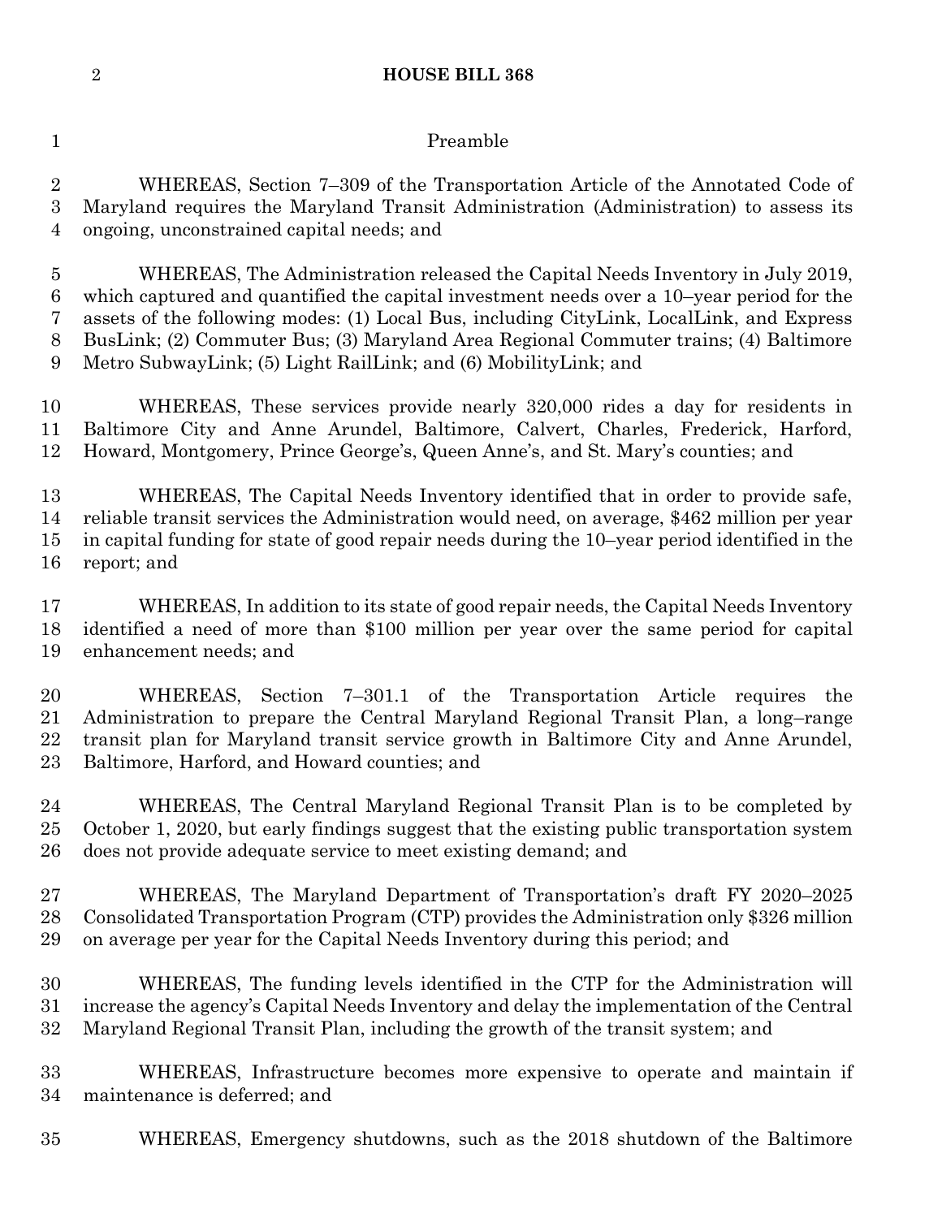## Preamble

WHEREAS, Section 7–309 of the Transportation Article of the Annotated Code of Maryland requires the Maryland Transit Administration (Administration) to assess its ongoing, unconstrained capital needs; and

WHEREAS, The Administration released the Capital Needs Inventory in July 2019, which captured and quantified the capital investment needs over a 10–year period for the assets of the following modes: (1) Local Bus, including CityLink, LocalLink, and Express BusLink; (2) Commuter Bus; (3) Maryland Area Regional Commuter trains; (4) Baltimore Metro SubwayLink; (5) Light RailLink; and (6) MobilityLink; and

WHEREAS, These services provide nearly 320,000 rides a day for residents in Baltimore City and Anne Arundel, Baltimore, Calvert, Charles, Frederick, Harford, Howard, Montgomery, Prince George's, Queen Anne's, and St. Mary's counties; and

WHEREAS, The Capital Needs Inventory identified that in order to provide safe, reliable transit services the Administration would need, on average, $462 million per year in capital funding for state of good repair needs during the 10–year period identified in the report; and

WHEREAS, In addition to its state of good repair needs, the Capital Needs Inventory identified a need of more than $100 million per year over the same period for capital enhancement needs; and

WHEREAS, Section 7–301.1 of the Transportation Article requires the Administration to prepare the Central Maryland Regional Transit Plan, a long–range transit plan for Maryland transit service growth in Baltimore City and Anne Arundel, Baltimore, Harford, and Howard counties; and

WHEREAS, The Central Maryland Regional Transit Plan is to be completed by October 1, 2020, but early findings suggest that the existing public transportation system does not provide adequate service to meet existing demand; and

WHEREAS, The Maryland Department of Transportation's draft FY 2020–2025 Consolidated Transportation Program (CTP) provides the Administration only $326 million on average per year for the Capital Needs Inventory during this period; and

WHEREAS, The funding levels identified in the CTP for the Administration will increase the agency's Capital Needs Inventory and delay the implementation of the Central Maryland Regional Transit Plan, including the growth of the transit system; and

WHEREAS, Infrastructure becomes more expensive to operate and maintain if maintenance is deferred; and

WHEREAS, Emergency shutdowns, such as the 2018 shutdown of the Baltimore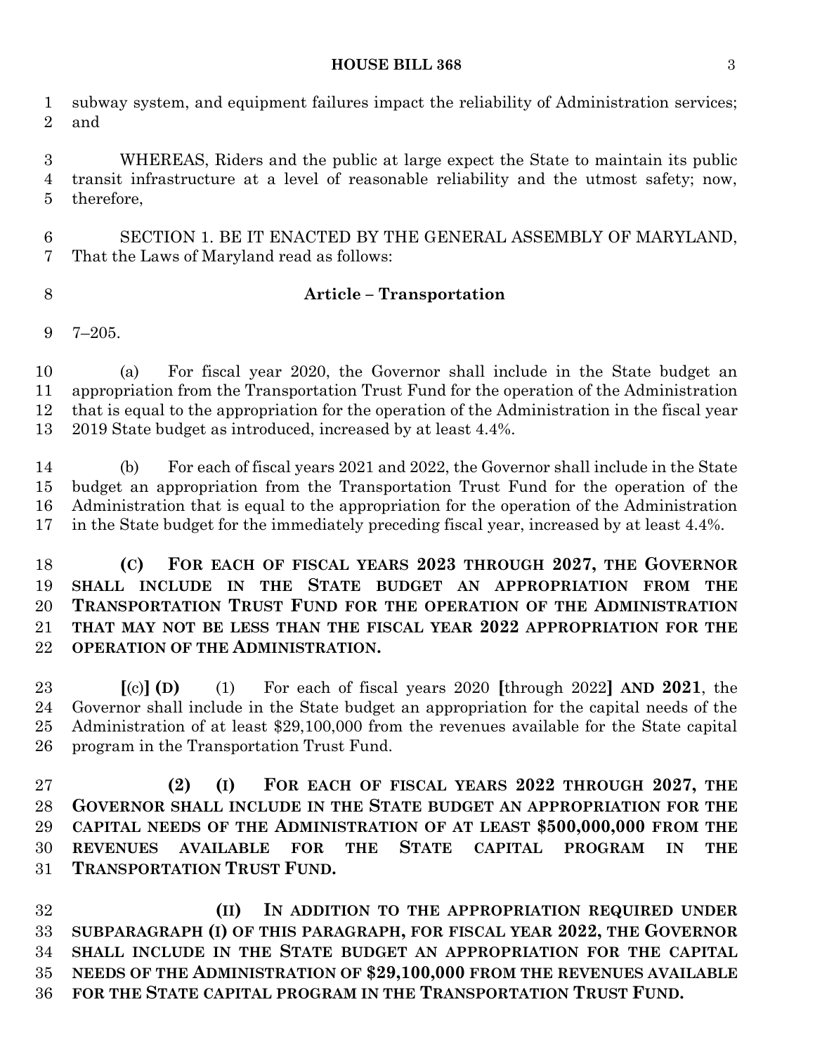subway system, and equipment failures impact the reliability of Administration services; and

WHEREAS, Riders and the public at large expect the State to maintain its public transit infrastructure at a level of reasonable reliability and the utmost safety; now, therefore,

SECTION 1. BE IT ENACTED BY THE GENERAL ASSEMBLY OF MARYLAND, That the Laws of Maryland read as follows:

**Article – Transportation**

7–205.

(a) For fiscal year 2020, the Governor shall include in the State budget an appropriation from the Transportation Trust Fund for the operation of the Administration that is equal to the appropriation for the operation of the Administration in the fiscal year 2019 State budget as introduced, increased by at least 4.4%.

(b) For each of fiscal years 2021 and 2022, the Governor shall include in the State budget an appropriation from the Transportation Trust Fund for the operation of the Administration that is equal to the appropriation for the operation of the Administration in the State budget for the immediately preceding fiscal year, increased by at least 4.4%.

**(C) FOR EACH OF FISCAL YEARS 2023 THROUGH 2027, THE GOVERNOR SHALL INCLUDE IN THE STATE BUDGET AN APPROPRIATION FROM THE TRANSPORTATION TRUST FUND FOR THE OPERATION OF THE ADMINISTRATION THAT MAY NOT BE LESS THAN THE FISCAL YEAR 2022 APPROPRIATION FOR THE OPERATION OF THE ADMINISTRATION.**

**[**(c)**] (D)** (1) For each of fiscal years 2020 **[**through 2022**]** **AND 2021**, the Governor shall include in the State budget an appropriation for the capital needs of the Administration of at least $29,100,000 from the revenues available for the State capital program in the Transportation Trust Fund.

**(2) (I) FOR EACH OF FISCAL YEARS 2022 THROUGH 2027, THE GOVERNOR SHALL INCLUDE IN THE STATE BUDGET AN APPROPRIATION FOR THE CAPITAL NEEDS OF THE ADMINISTRATION OF AT LEAST $500,000,000 FROM THE REVENUES AVAILABLE FOR THE STATE CAPITAL PROGRAM IN THE TRANSPORTATION TRUST FUND.**

**(II) IN ADDITION TO THE APPROPRIATION REQUIRED UNDER SUBPARAGRAPH (I) OF THIS PARAGRAPH, FOR FISCAL YEAR 2022, THE GOVERNOR SHALL INCLUDE IN THE STATE BUDGET AN APPROPRIATION FOR THE CAPITAL NEEDS OF THE ADMINISTRATION OF $29,100,000 FROM THE REVENUES AVAILABLE FOR THE STATE CAPITAL PROGRAM IN THE TRANSPORTATION TRUST FUND.**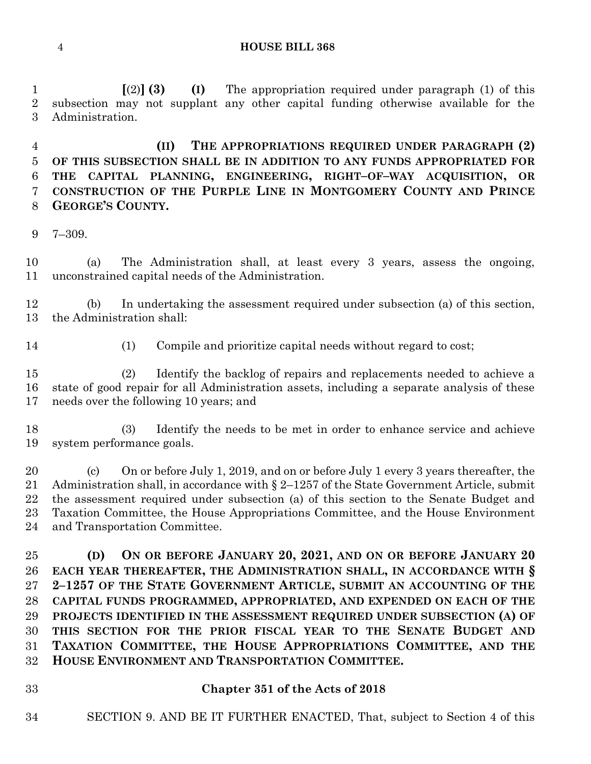**[**(2)**] (3)** **(I)** The appropriation required under paragraph (1) of this subsection may not supplant any other capital funding otherwise available for the Administration.

**(II) THE APPROPRIATIONS REQUIRED UNDER PARAGRAPH (2) OF THIS SUBSECTION SHALL BE IN ADDITION TO ANY FUNDS APPROPRIATED FOR THE CAPITAL PLANNING, ENGINEERING, RIGHT–OF–WAY ACQUISITION, OR CONSTRUCTION OF THE PURPLE LINE IN MONTGOMERY COUNTY AND PRINCE GEORGE'S COUNTY.**

7–309.

(a) The Administration shall, at least every 3 years, assess the ongoing, unconstrained capital needs of the Administration.

(b) In undertaking the assessment required under subsection (a) of this section, the Administration shall:

(1) Compile and prioritize capital needs without regard to cost;

(2) Identify the backlog of repairs and replacements needed to achieve a state of good repair for all Administration assets, including a separate analysis of these needs over the following 10 years; and

(3) Identify the needs to be met in order to enhance service and achieve system performance goals.

(c) On or before July 1, 2019, and on or before July 1 every 3 years thereafter, the Administration shall, in accordance with § 2–1257 of the State Government Article, submit the assessment required under subsection (a) of this section to the Senate Budget and Taxation Committee, the House Appropriations Committee, and the House Environment and Transportation Committee.

**(D) ON OR BEFORE JANUARY 20, 2021, AND ON OR BEFORE JANUARY 20 EACH YEAR THEREAFTER, THE ADMINISTRATION SHALL, IN ACCORDANCE WITH § 2–1257 OF THE STATE GOVERNMENT ARTICLE, SUBMIT AN ACCOUNTING OF THE CAPITAL FUNDS PROGRAMMED, APPROPRIATED, AND EXPENDED ON EACH OF THE PROJECTS IDENTIFIED IN THE ASSESSMENT REQUIRED UNDER SUBSECTION (A) OF THIS SECTION FOR THE PRIOR FISCAL YEAR TO THE SENATE BUDGET AND TAXATION COMMITTEE, THE HOUSE APPROPRIATIONS COMMITTEE, AND THE HOUSE ENVIRONMENT AND TRANSPORTATION COMMITTEE.**

**Chapter 351 of the Acts of 2018**

SECTION 9. AND BE IT FURTHER ENACTED, That, subject to Section 4 of this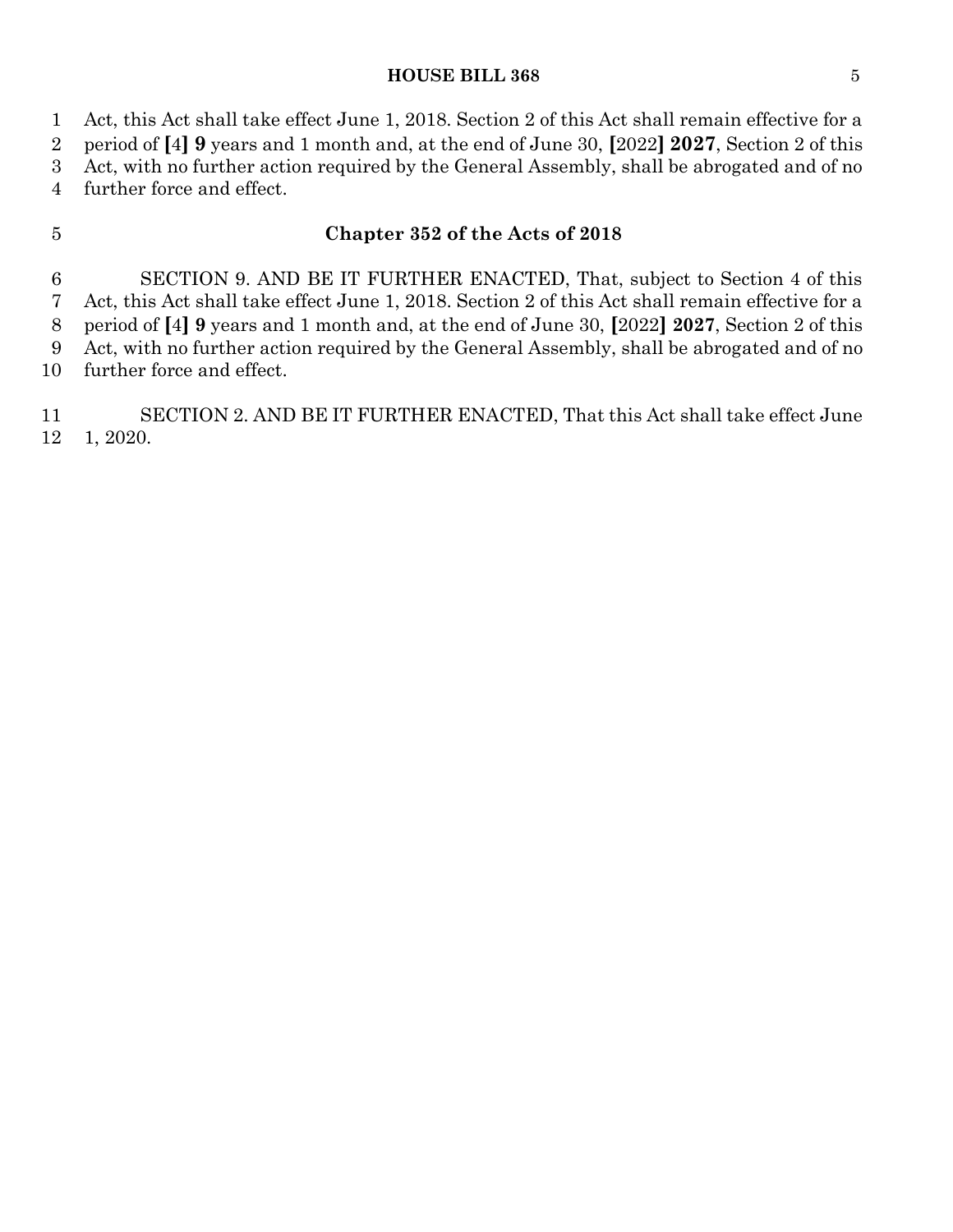Act, this Act shall take effect June 1, 2018. Section 2 of this Act shall remain effective for a period of [4] **9** years and 1 month and, at the end of June 30, [2022] **2027**, Section 2 of this Act, with no further action required by the General Assembly, shall be abrogated and of no further force and effect.

## Chapter 352 of the Acts of 2018

SECTION 9. AND BE IT FURTHER ENACTED, That, subject to Section 4 of this Act, this Act shall take effect June 1, 2018. Section 2 of this Act shall remain effective for a period of [4] **9** years and 1 month and, at the end of June 30, [2022] **2027**, Section 2 of this Act, with no further action required by the General Assembly, shall be abrogated and of no further force and effect.

SECTION 2. AND BE IT FURTHER ENACTED, That this Act shall take effect June 1, 2020.